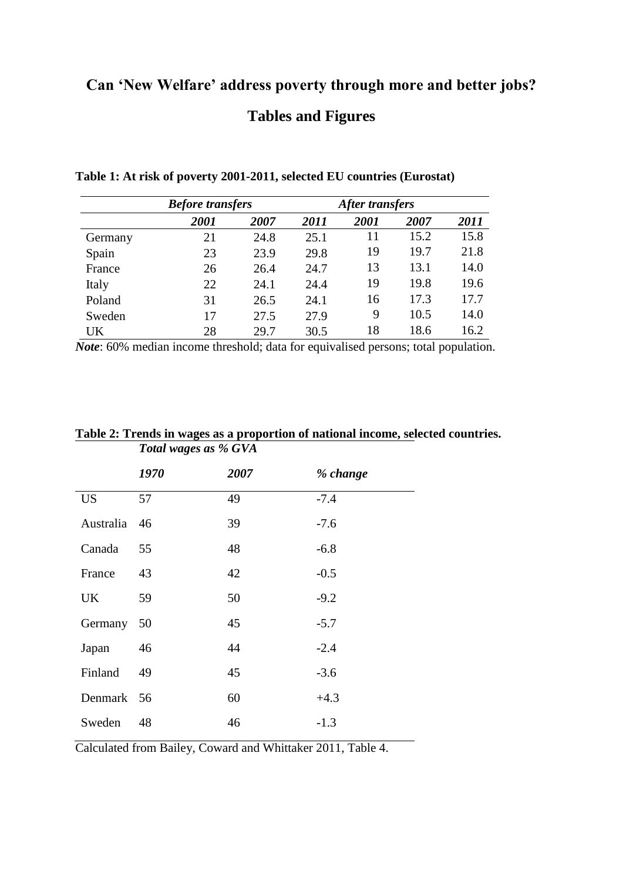# Can 'New Welfare' address poverty through more and better jobs?

## Tables and Figures

**Table 1: At risk of poverty 2001-2011, selected EU countries (Eurostat)**

| | ***Before transfers*** | | | ***After transfers*** | | |
|---|---|---|---|---|---|---|
| | ***2001*** | ***2007*** | ***2011*** | ***2001*** | ***2007*** | ***2011*** |
| Germany | 21 | 24.8 | 25.1 | 11 | 15.2 | 15.8 |
| Spain | 23 | 23.9 | 29.8 | 19 | 19.7 | 21.8 |
| France | 26 | 26.4 | 24.7 | 13 | 13.1 | 14.0 |
| Italy | 22 | 24.1 | 24.4 | 19 | 19.8 | 19.6 |
| Poland | 31 | 26.5 | 24.1 | 16 | 17.3 | 17.7 |
| Sweden | 17 | 27.5 | 27.9 | 9 | 10.5 | 14.0 |
| UK | 28 | 29.7 | 30.5 | 18 | 18.6 | 16.2 |

***Note***: 60% median income threshold; data for equivalised persons; total population.

**Table 2: Trends in wages as a proportion of national income, selected countries.**

| | ***Total wages as % GVA*** | | |
|---|---|---|---|
| | ***1970*** | ***2007*** | ***% change*** |
| US | 57 | 49 | -7.4 |
| Australia | 46 | 39 | -7.6 |
| Canada | 55 | 48 | -6.8 |
| France | 43 | 42 | -0.5 |
| UK | 59 | 50 | -9.2 |
| Germany | 50 | 45 | -5.7 |
| Japan | 46 | 44 | -2.4 |
| Finland | 49 | 45 | -3.6 |
| Denmark | 56 | 60 | +4.3 |
| Sweden | 48 | 46 | -1.3 |

Calculated from Bailey, Coward and Whittaker 2011, Table 4.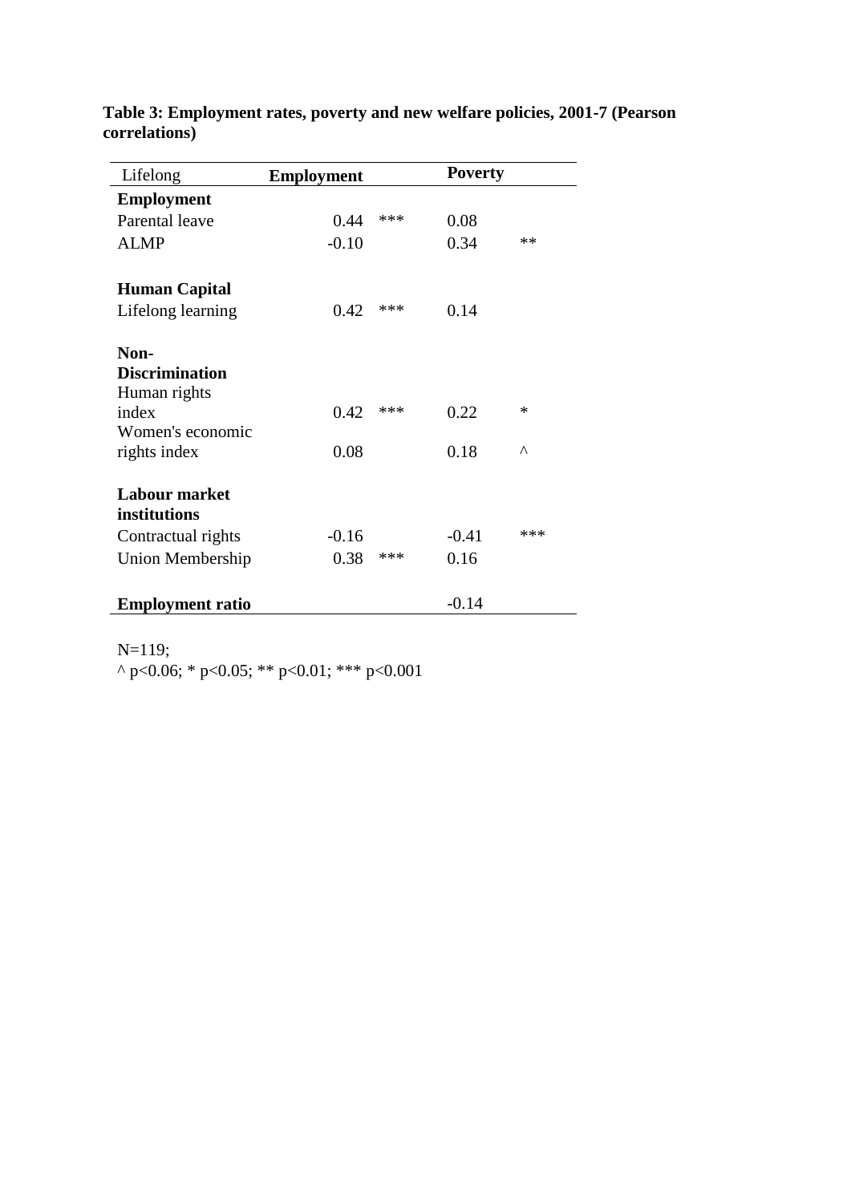**Table 3: Employment rates, poverty and new welfare policies, 2001-7 (Pearson correlations)**

| Lifelong | Employment | | Poverty | |
|---|---|---|---|---|
| **Employment** | | | | |
| Parental leave | 0.44 | *** | 0.08 | |
| ALMP | -0.10 | | 0.34 | ** |
| **Human Capital** | | | | |
| Lifelong learning | 0.42 | *** | 0.14 | |
| **Non-Discrimination** | | | | |
| Human rights index | 0.42 | *** | 0.22 | * |
| Women's economic rights index | 0.08 | | 0.18 | ^ |
| **Labour market institutions** | | | | |
| Contractual rights | -0.16 | | -0.41 | *** |
| Union Membership | 0.38 | *** | 0.16 | |
| **Employment ratio** | | | -0.14 | |

N=119;
^ p<0.06; * p<0.05; ** p<0.01; *** p<0.001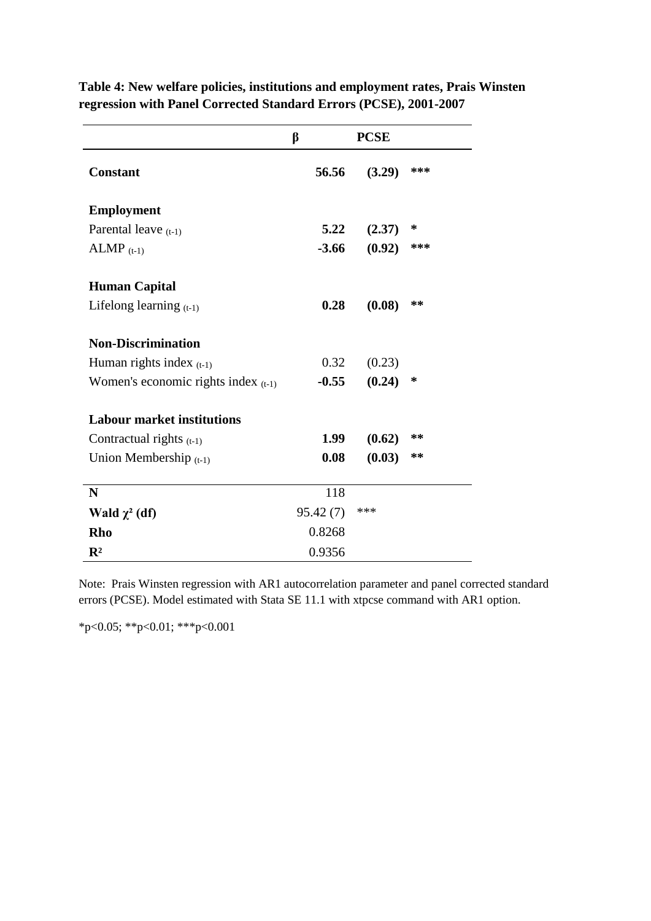**Table 4: New welfare policies, institutions and employment rates, Prais Winsten regression with Panel Corrected Standard Errors (PCSE), 2001-2007**

| | β | PCSE | |
|---|---|---|---|
| **Constant** | **56.56** | **(3.29)** | ***** |
| **Employment** | | | |
| Parental leave $_{(t-1)}$ | **5.22** | **(2.37)** | *** |
| ALMP $_{(t-1)}$ | **-3.66** | **(0.92)** | ***** |
| **Human Capital** | | | |
| Lifelong learning $_{(t-1)}$ | **0.28** | **(0.08)** | **** |
| **Non-Discrimination** | | | |
| Human rights index $_{(t-1)}$ | 0.32 | (0.23) | |
| Women's economic rights index $_{(t-1)}$ | **-0.55** | **(0.24)** | *** |
| **Labour market institutions** | | | |
| Contractual rights $_{(t-1)}$ | **1.99** | **(0.62)** | **** |
| Union Membership $_{(t-1)}$ | **0.08** | **(0.03)** | **** |
| **N** | 118 | | |
| **Wald $\chi^2$ (df)** | 95.42 (7) | *** | |
| **Rho** | 0.8268 | | |
| **$R^2$** | 0.9356 | | |

Note: Prais Winsten regression with AR1 autocorrelation parameter and panel corrected standard errors (PCSE). Model estimated with Stata SE 11.1 with xtpcse command with AR1 option.

*p<0.05; **p<0.01; ***p<0.001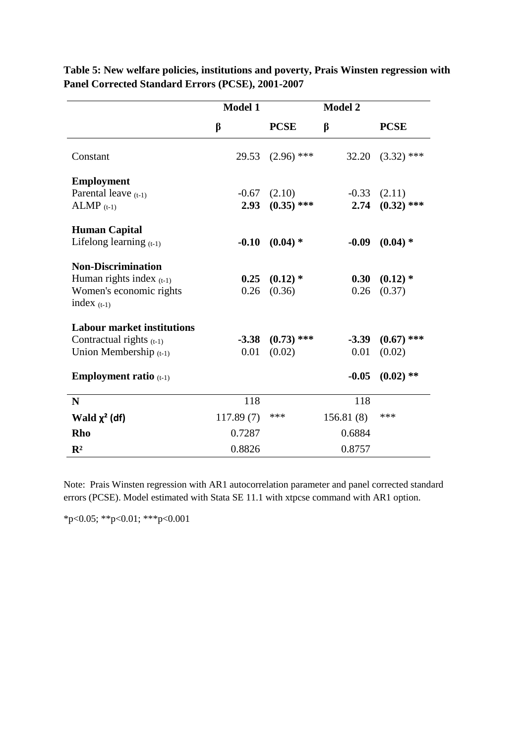**Table 5: New welfare policies, institutions and poverty, Prais Winsten regression with Panel Corrected Standard Errors (PCSE), 2001-2007**

| | Model 1 | | Model 2 | |
|---|---|---|---|---|
| | β | PCSE | β | PCSE |
| Constant | 29.53 | (2.96) *** | 32.20 | (3.32) *** |
| **Employment** | | | | |
| Parental leave $_{(t-1)}$ | -0.67 | (2.10) | -0.33 | (2.11) |
| ALMP $_{(t-1)}$ | **2.93** | **(0.35) \*\*\*** | **2.74** | **(0.32) \*\*\*** |
| **Human Capital** | | | | |
| Lifelong learning $_{(t-1)}$ | **-0.10** | **(0.04) \*** | **-0.09** | **(0.04) \*** |
| **Non-Discrimination** | | | | |
| Human rights index $_{(t-1)}$ | **0.25** | **(0.12) \*** | **0.30** | **(0.12) \*** |
| Women's economic rights index $_{(t-1)}$ | 0.26 | (0.36) | 0.26 | (0.37) |
| **Labour market institutions** | | | | |
| Contractual rights $_{(t-1)}$ | **-3.38** | **(0.73) \*\*\*** | **-3.39** | **(0.67) \*\*\*** |
| Union Membership $_{(t-1)}$ | 0.01 | (0.02) | 0.01 | (0.02) |
| **Employment ratio** $_{(t-1)}$ | | | **-0.05** | **(0.02) \*\*** |
| **N** | 118 | | 118 | |
| **Wald $\chi^2$ (df)** | 117.89 (7) | *** | 156.81 (8) | *** |
| **Rho** | 0.7287 | | 0.6884 | |
| **$R^2$** | 0.8826 | | 0.8757 | |

Note: Prais Winsten regression with AR1 autocorrelation parameter and panel corrected standard errors (PCSE). Model estimated with Stata SE 11.1 with xtpcse command with AR1 option.

*p<0.05; **p<0.01; ***p<0.001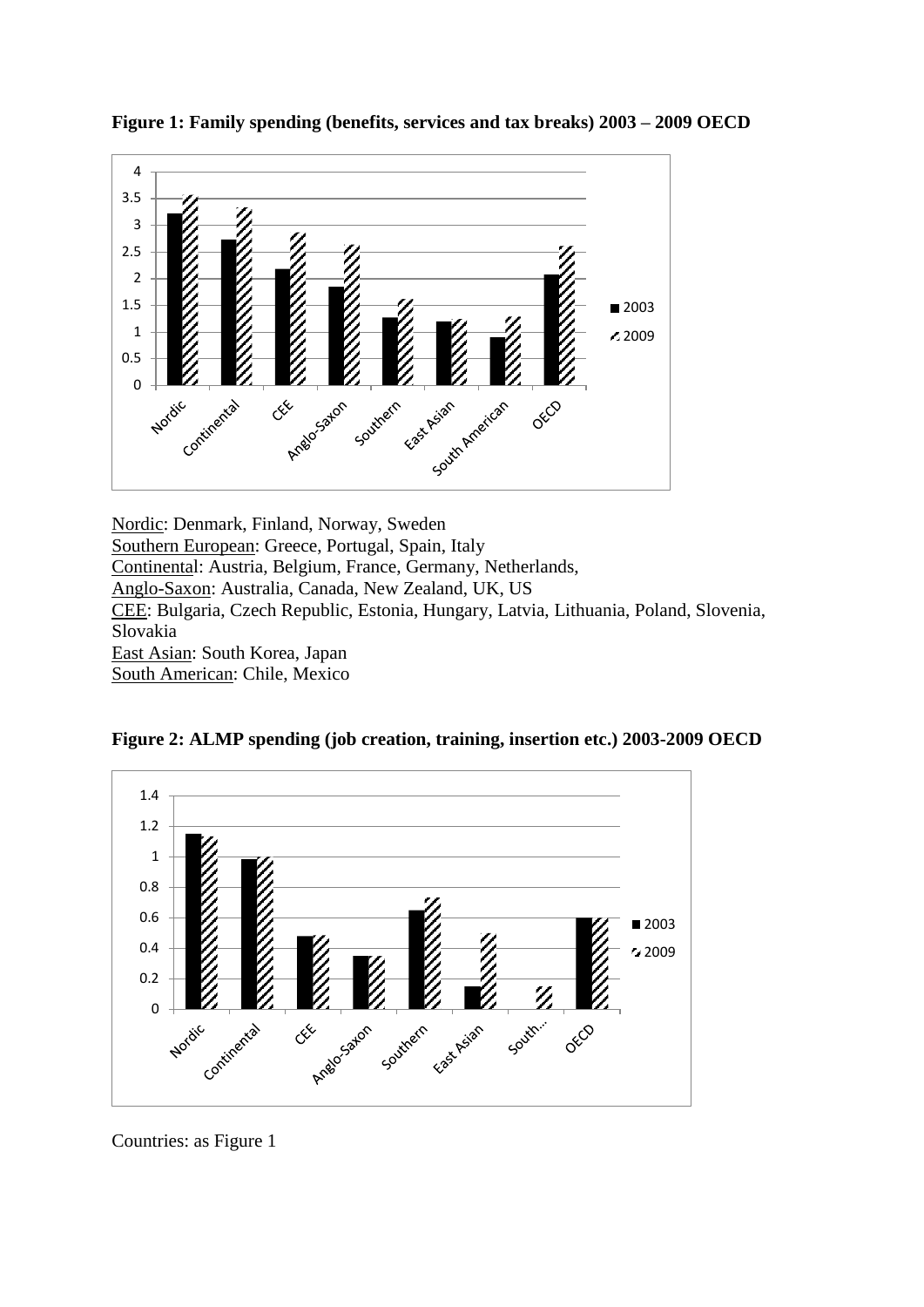**Figure 1: Family spending (benefits, services and tax breaks) 2003 – 2009 OECD**

Nordic: Denmark, Finland, Norway, Sweden
Southern European: Greece, Portugal, Spain, Italy
Continental: Austria, Belgium, France, Germany, Netherlands,
Anglo-Saxon: Australia, Canada, New Zealand, UK, US
CEE: Bulgaria, Czech Republic, Estonia, Hungary, Latvia, Lithuania, Poland, Slovenia, Slovakia
East Asian: South Korea, Japan
South American: Chile, Mexico

**Figure 2: ALMP spending (job creation, training, insertion etc.) 2003-2009 OECD**

Countries: as Figure 1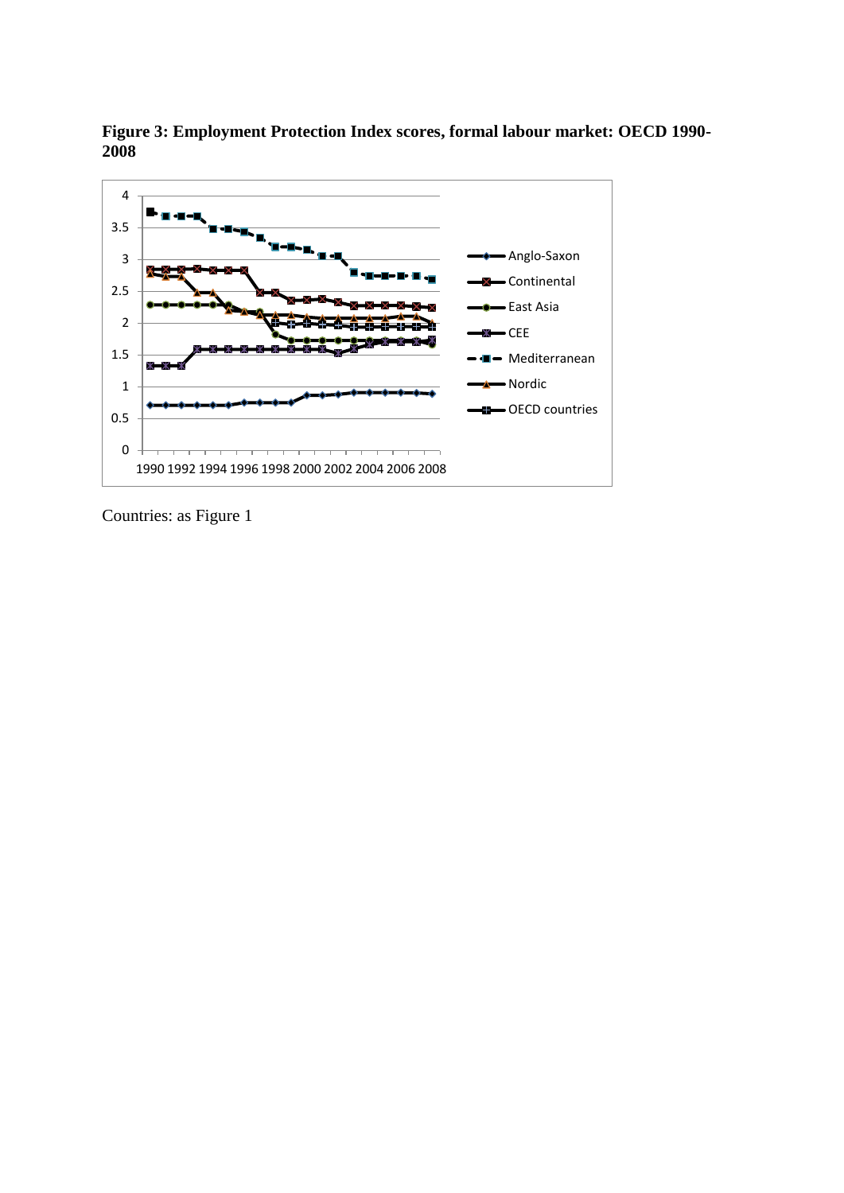**Figure 3: Employment Protection Index scores, formal labour market: OECD 1990-2008**

Countries: as Figure 1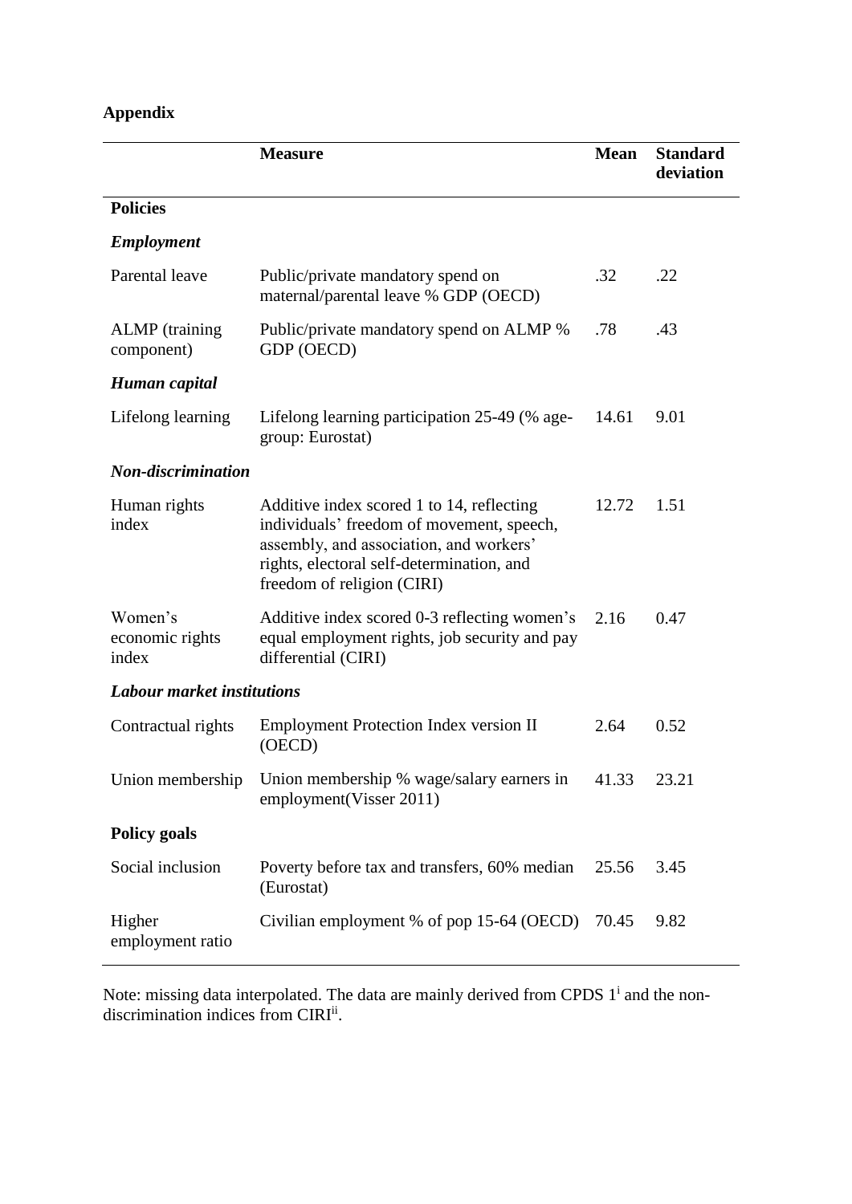## Appendix

| | Measure | Mean | Standard deviation |
|---|---|---|---|
| **Policies** | | | |
| ***Employment*** | | | |
| Parental leave | Public/private mandatory spend on maternal/parental leave % GDP (OECD) | .32 | .22 |
| ALMP (training component) | Public/private mandatory spend on ALMP % GDP (OECD) | .78 | .43 |
| ***Human capital*** | | | |
| Lifelong learning | Lifelong learning participation 25-49 (% age-group: Eurostat) | 14.61 | 9.01 |
| ***Non-discrimination*** | | | |
| Human rights index | Additive index scored 1 to 14, reflecting individuals' freedom of movement, speech, assembly, and association, and workers' rights, electoral self-determination, and freedom of religion (CIRI) | 12.72 | 1.51 |
| Women's economic rights index | Additive index scored 0-3 reflecting women's equal employment rights, job security and pay differential (CIRI) | 2.16 | 0.47 |
| ***Labour market institutions*** | | | |
| Contractual rights | Employment Protection Index version II (OECD) | 2.64 | 0.52 |
| Union membership | Union membership % wage/salary earners in employment(Visser 2011) | 41.33 | 23.21 |
| **Policy goals** | | | |
| Social inclusion | Poverty before tax and transfers, 60% median (Eurostat) | 25.56 | 3.45 |
| Higher employment ratio | Civilian employment % of pop 15-64 (OECD) | 70.45 | 9.82 |

Note: missing data interpolated. The data are mainly derived from CPDS 1[i] and the non-discrimination indices from CIRI[ii].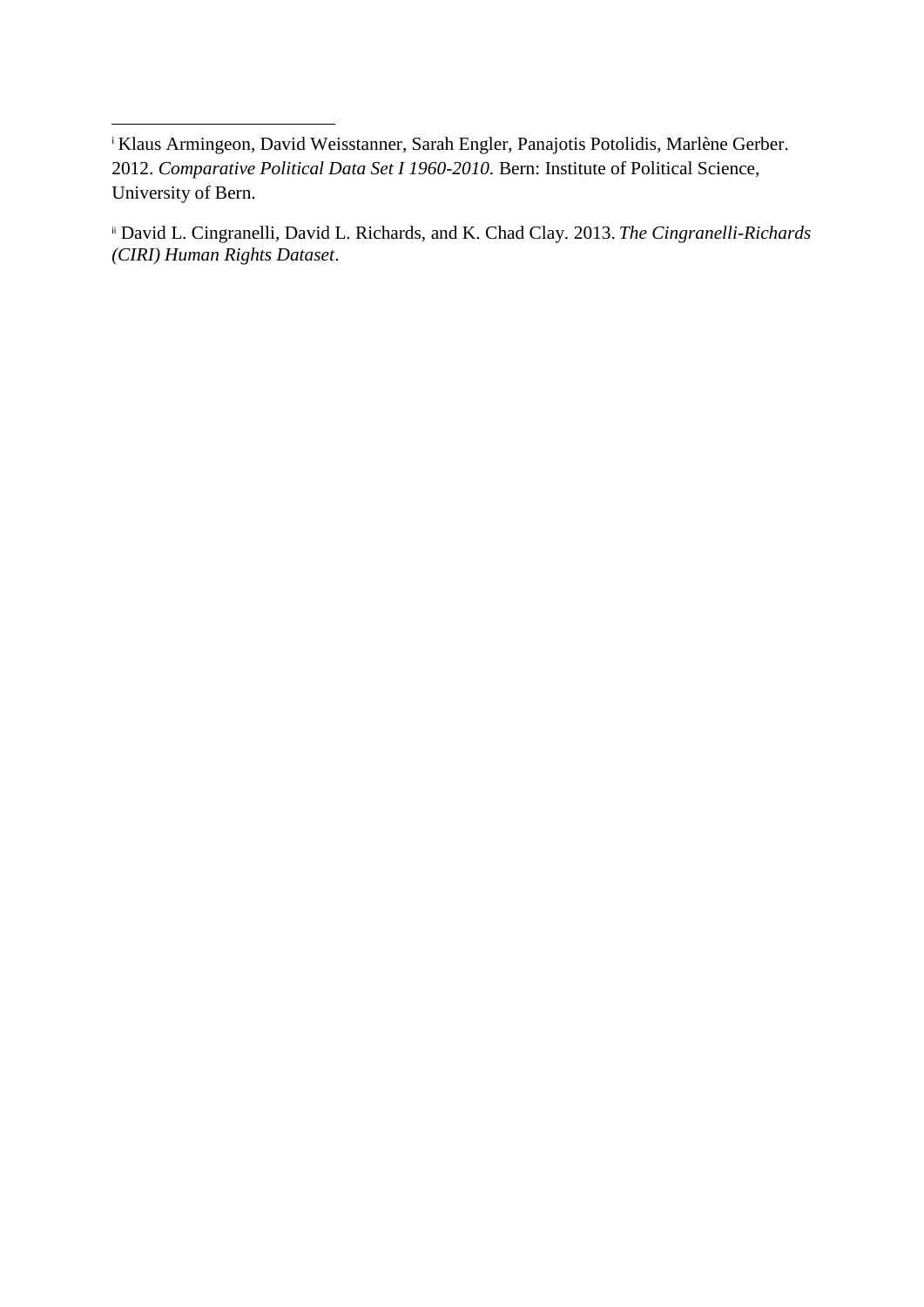[i] Klaus Armingeon, David Weisstanner, Sarah Engler, Panajotis Potolidis, Marlène Gerber. 2012. *Comparative Political Data Set I 1960-2010.* Bern: Institute of Political Science, University of Bern.

[ii] David L. Cingranelli, David L. Richards, and K. Chad Clay. 2013. *The Cingranelli-Richards (CIRI) Human Rights Dataset*.